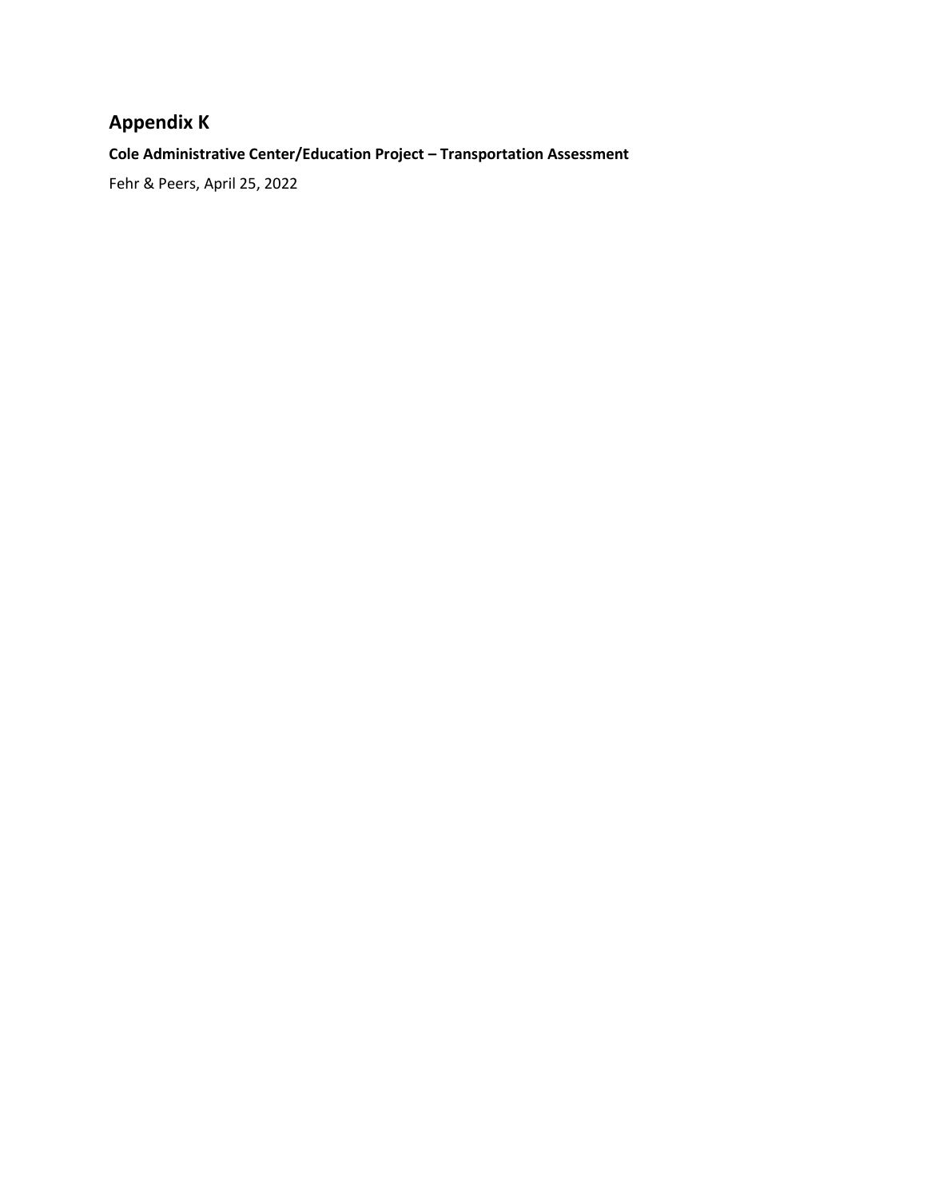# Appendix K

**Cole Administrative Center/Education Project – Transportation Assessment**

Fehr & Peers, April 25, 2022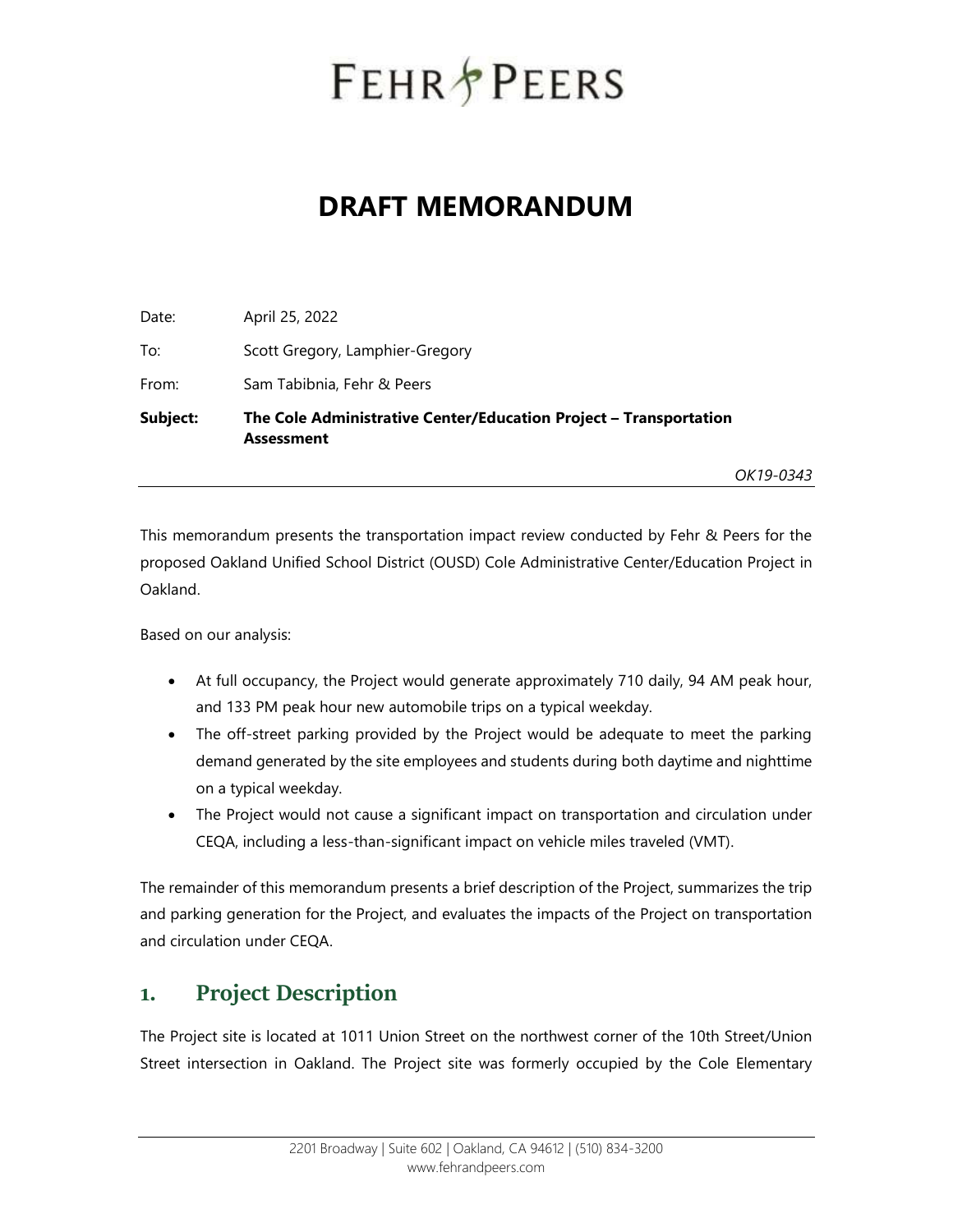# FEHR PEERS

## DRAFT MEMORANDUM

Date: April 25, 2022

To: Scott Gregory, Lamphier-Gregory

From: Sam Tabibnia, Fehr & Peers

**Subject: The Cole Administrative Center/Education Project – Transportation Assessment**

*OK19-0343*

This memorandum presents the transportation impact review conducted by Fehr & Peers for the proposed Oakland Unified School District (OUSD) Cole Administrative Center/Education Project in Oakland.

Based on our analysis:

- At full occupancy, the Project would generate approximately 710 daily, 94 AM peak hour, and 133 PM peak hour new automobile trips on a typical weekday.
- The off-street parking provided by the Project would be adequate to meet the parking demand generated by the site employees and students during both daytime and nighttime on a typical weekday.
- The Project would not cause a significant impact on transportation and circulation under CEQA, including a less-than-significant impact on vehicle miles traveled (VMT).

The remainder of this memorandum presents a brief description of the Project, summarizes the trip and parking generation for the Project, and evaluates the impacts of the Project on transportation and circulation under CEQA.

## 1. Project Description

The Project site is located at 1011 Union Street on the northwest corner of the 10th Street/Union Street intersection in Oakland. The Project site was formerly occupied by the Cole Elementary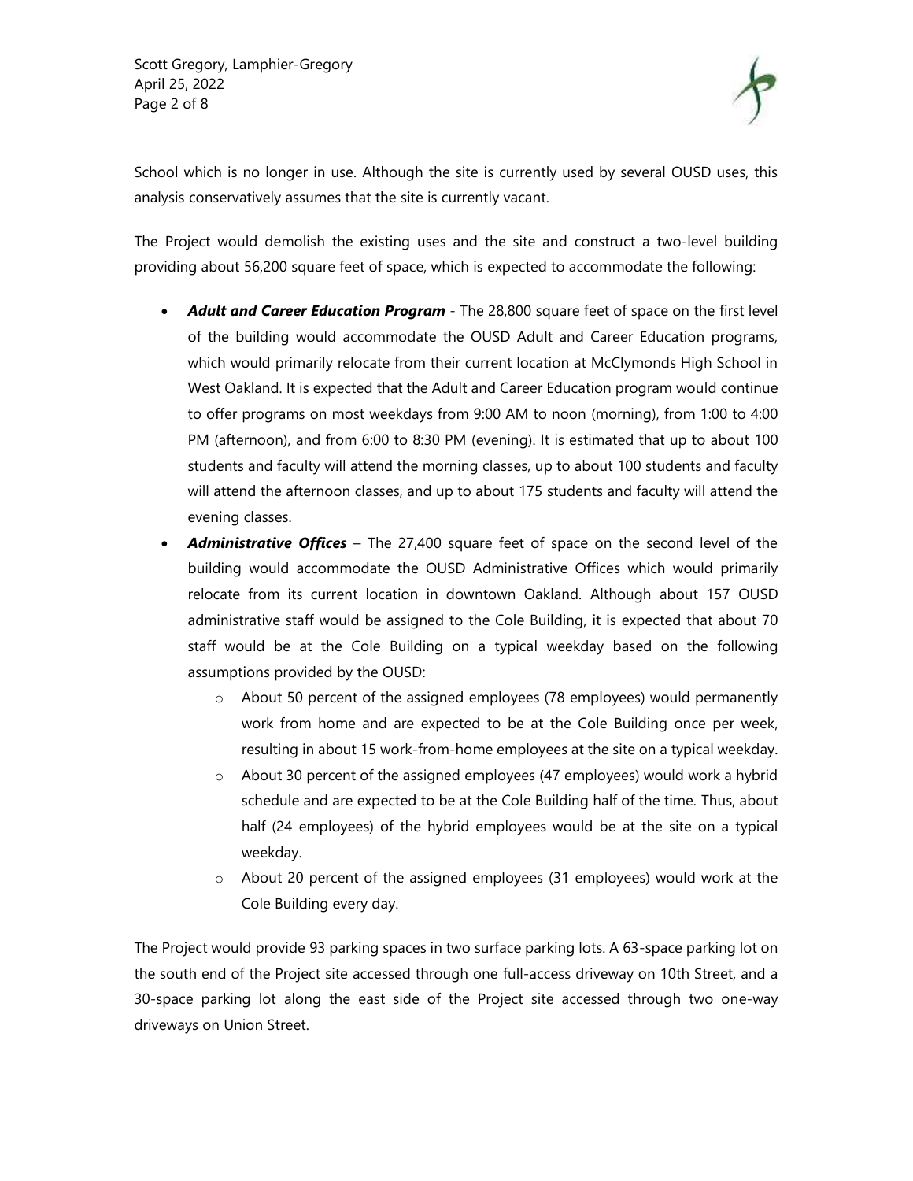School which is no longer in use. Although the site is currently used by several OUSD uses, this analysis conservatively assumes that the site is currently vacant.

The Project would demolish the existing uses and the site and construct a two-level building providing about 56,200 square feet of space, which is expected to accommodate the following:

- ***Adult and Career Education Program*** - The 28,800 square feet of space on the first level of the building would accommodate the OUSD Adult and Career Education programs, which would primarily relocate from their current location at McClymonds High School in West Oakland. It is expected that the Adult and Career Education program would continue to offer programs on most weekdays from 9:00 AM to noon (morning), from 1:00 to 4:00 PM (afternoon), and from 6:00 to 8:30 PM (evening). It is estimated that up to about 100 students and faculty will attend the morning classes, up to about 100 students and faculty will attend the afternoon classes, and up to about 175 students and faculty will attend the evening classes.
- ***Administrative Offices*** – The 27,400 square feet of space on the second level of the building would accommodate the OUSD Administrative Offices which would primarily relocate from its current location in downtown Oakland. Although about 157 OUSD administrative staff would be assigned to the Cole Building, it is expected that about 70 staff would be at the Cole Building on a typical weekday based on the following assumptions provided by the OUSD:
  - About 50 percent of the assigned employees (78 employees) would permanently work from home and are expected to be at the Cole Building once per week, resulting in about 15 work-from-home employees at the site on a typical weekday.
  - About 30 percent of the assigned employees (47 employees) would work a hybrid schedule and are expected to be at the Cole Building half of the time. Thus, about half (24 employees) of the hybrid employees would be at the site on a typical weekday.
  - About 20 percent of the assigned employees (31 employees) would work at the Cole Building every day.

The Project would provide 93 parking spaces in two surface parking lots. A 63-space parking lot on the south end of the Project site accessed through one full-access driveway on 10th Street, and a 30-space parking lot along the east side of the Project site accessed through two one-way driveways on Union Street.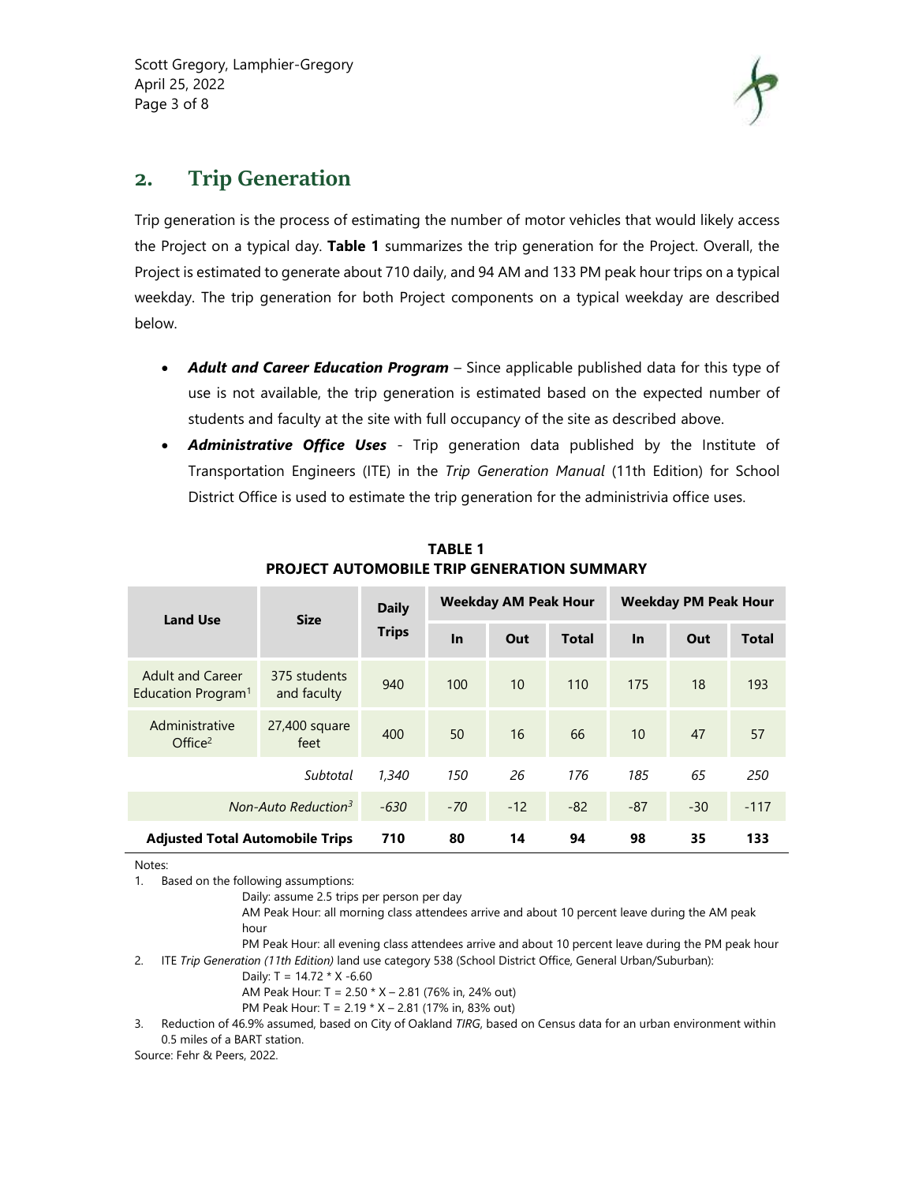## 2. Trip Generation

Trip generation is the process of estimating the number of motor vehicles that would likely access the Project on a typical day. **Table 1** summarizes the trip generation for the Project. Overall, the Project is estimated to generate about 710 daily, and 94 AM and 133 PM peak hour trips on a typical weekday. The trip generation for both Project components on a typical weekday are described below.

- ***Adult and Career Education Program*** – Since applicable published data for this type of use is not available, the trip generation is estimated based on the expected number of students and faculty at the site with full occupancy of the site as described above.
- ***Administrative Office Uses*** - Trip generation data published by the Institute of Transportation Engineers (ITE) in the *Trip Generation Manual* (11th Edition) for School District Office is used to estimate the trip generation for the administrivia office uses.

**TABLE 1**
**PROJECT AUTOMOBILE TRIP GENERATION SUMMARY**

| Land Use | Size | Daily Trips | Weekday AM Peak Hour | | | Weekday PM Peak Hour | | |
|---|---|---|---|---|---|---|---|---|
| | | | In | Out | Total | In | Out | Total |
| Adult and Career Education Program[1] | 375 students and faculty | 940 | 100 | 10 | 110 | 175 | 18 | 193 |
| Administrative Office[2] | 27,400 square feet | 400 | 50 | 16 | 66 | 10 | 47 | 57 |
| | *Subtotal* | *1,340* | *150* | *26* | *176* | *185* | *65* | *250* |
| | *Non-Auto Reduction[3]* | *-630* | *-70* | -12 | -82 | -87 | -30 | -117 |
| **Adjusted Total Automobile Trips** | | **710** | **80** | **14** | **94** | **98** | **35** | **133** |

Notes:

1. Based on the following assumptions:
   Daily: assume 2.5 trips per person per day
   AM Peak Hour: all morning class attendees arrive and about 10 percent leave during the AM peak hour
   PM Peak Hour: all evening class attendees arrive and about 10 percent leave during the PM peak hour
2. ITE *Trip Generation (11th Edition)* land use category 538 (School District Office, General Urban/Suburban):
   Daily: $T = 14.72 * X - 6.60$
   AM Peak Hour: $T = 2.50 * X – 2.81$ (76% in, 24% out)
   PM Peak Hour: $T = 2.19 * X – 2.81$ (17% in, 83% out)
3. Reduction of 46.9% assumed, based on City of Oakland *TIRG*, based on Census data for an urban environment within 0.5 miles of a BART station.

Source: Fehr & Peers, 2022.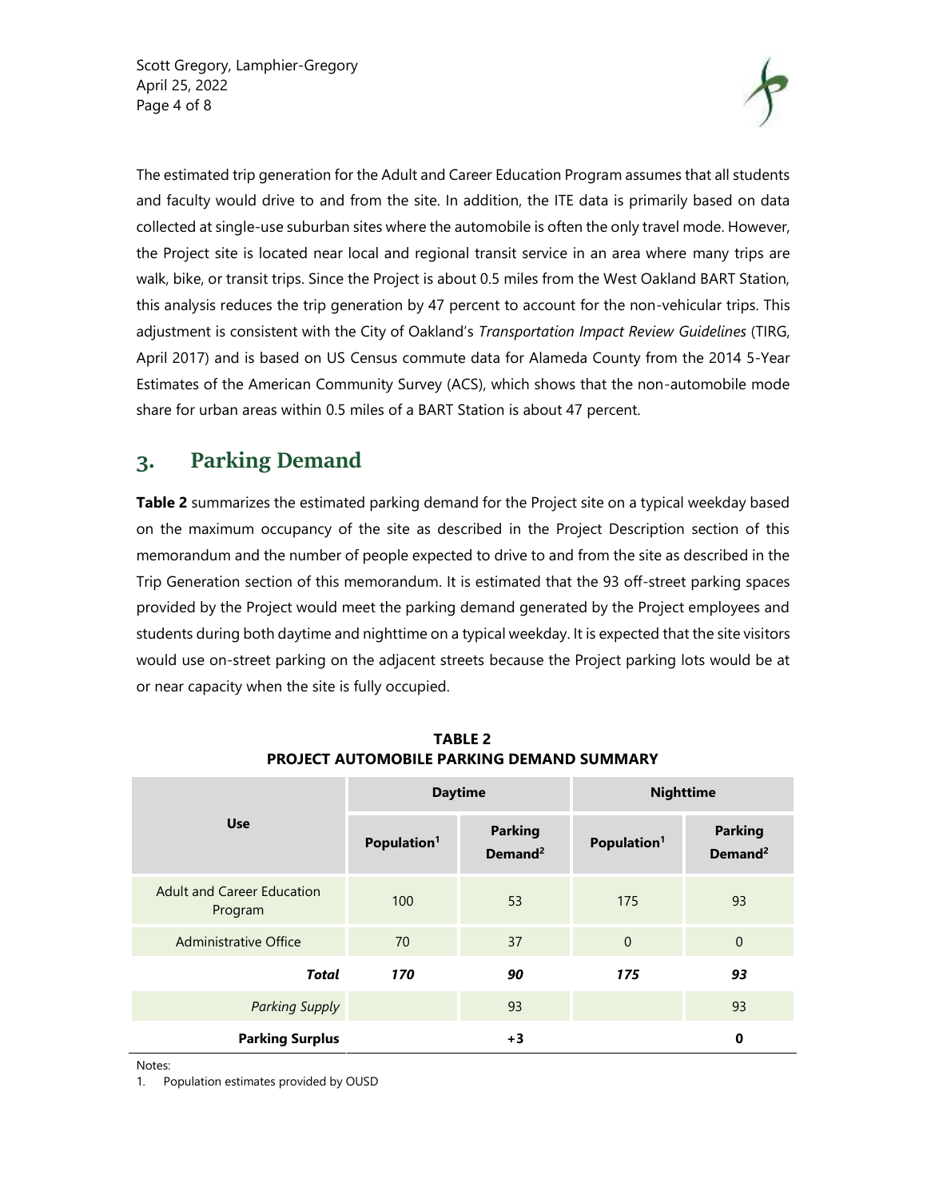The estimated trip generation for the Adult and Career Education Program assumes that all students and faculty would drive to and from the site. In addition, the ITE data is primarily based on data collected at single-use suburban sites where the automobile is often the only travel mode. However, the Project site is located near local and regional transit service in an area where many trips are walk, bike, or transit trips. Since the Project is about 0.5 miles from the West Oakland BART Station, this analysis reduces the trip generation by 47 percent to account for the non-vehicular trips. This adjustment is consistent with the City of Oakland's *Transportation Impact Review Guidelines* (TIRG, April 2017) and is based on US Census commute data for Alameda County from the 2014 5-Year Estimates of the American Community Survey (ACS), which shows that the non-automobile mode share for urban areas within 0.5 miles of a BART Station is about 47 percent.

## 3. Parking Demand

**Table 2** summarizes the estimated parking demand for the Project site on a typical weekday based on the maximum occupancy of the site as described in the Project Description section of this memorandum and the number of people expected to drive to and from the site as described in the Trip Generation section of this memorandum. It is estimated that the 93 off-street parking spaces provided by the Project would meet the parking demand generated by the Project employees and students during both daytime and nighttime on a typical weekday. It is expected that the site visitors would use on-street parking on the adjacent streets because the Project parking lots would be at or near capacity when the site is fully occupied.

**TABLE 2**
**PROJECT AUTOMOBILE PARKING DEMAND SUMMARY**

| Use | Daytime | | Nighttime | |
|---|---|---|---|---|
| | Population[1] | Parking Demand[2] | Population[1] | Parking Demand[2] |
| Adult and Career Education Program | 100 | 53 | 175 | 93 |
| Administrative Office | 70 | 37 | 0 | 0 |
| ***Total*** | ***170*** | ***90*** | ***175*** | ***93*** |
| *Parking Supply* | | 93 | | 93 |
| **Parking Surplus** | | **+3** | | **0** |

Notes:

1. Population estimates provided by OUSD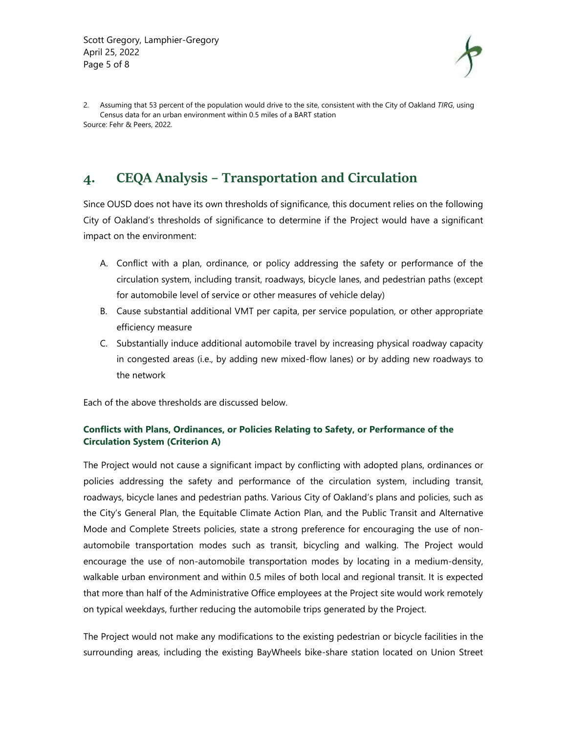2. Assuming that 53 percent of the population would drive to the site, consistent with the City of Oakland *TIRG*, using Census data for an urban environment within 0.5 miles of a BART station

Source: Fehr & Peers, 2022.

## 4. CEQA Analysis – Transportation and Circulation

Since OUSD does not have its own thresholds of significance, this document relies on the following City of Oakland's thresholds of significance to determine if the Project would have a significant impact on the environment:

A. Conflict with a plan, ordinance, or policy addressing the safety or performance of the circulation system, including transit, roadways, bicycle lanes, and pedestrian paths (except for automobile level of service or other measures of vehicle delay)
B. Cause substantial additional VMT per capita, per service population, or other appropriate efficiency measure
C. Substantially induce additional automobile travel by increasing physical roadway capacity in congested areas (i.e., by adding new mixed-flow lanes) or by adding new roadways to the network

Each of the above thresholds are discussed below.

### Conflicts with Plans, Ordinances, or Policies Relating to Safety, or Performance of the Circulation System (Criterion A)

The Project would not cause a significant impact by conflicting with adopted plans, ordinances or policies addressing the safety and performance of the circulation system, including transit, roadways, bicycle lanes and pedestrian paths. Various City of Oakland's plans and policies, such as the City's General Plan, the Equitable Climate Action Plan, and the Public Transit and Alternative Mode and Complete Streets policies, state a strong preference for encouraging the use of non-automobile transportation modes such as transit, bicycling and walking. The Project would encourage the use of non-automobile transportation modes by locating in a medium-density, walkable urban environment and within 0.5 miles of both local and regional transit. It is expected that more than half of the Administrative Office employees at the Project site would work remotely on typical weekdays, further reducing the automobile trips generated by the Project.

The Project would not make any modifications to the existing pedestrian or bicycle facilities in the surrounding areas, including the existing BayWheels bike-share station located on Union Street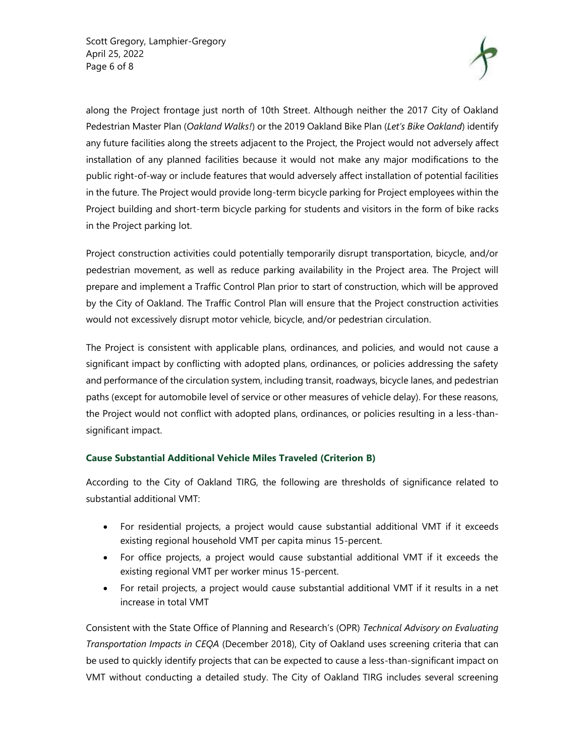along the Project frontage just north of 10th Street. Although neither the 2017 City of Oakland Pedestrian Master Plan (*Oakland Walks!*) or the 2019 Oakland Bike Plan (*Let's Bike Oakland*) identify any future facilities along the streets adjacent to the Project, the Project would not adversely affect installation of any planned facilities because it would not make any major modifications to the public right-of-way or include features that would adversely affect installation of potential facilities in the future. The Project would provide long-term bicycle parking for Project employees within the Project building and short-term bicycle parking for students and visitors in the form of bike racks in the Project parking lot.

Project construction activities could potentially temporarily disrupt transportation, bicycle, and/or pedestrian movement, as well as reduce parking availability in the Project area. The Project will prepare and implement a Traffic Control Plan prior to start of construction, which will be approved by the City of Oakland. The Traffic Control Plan will ensure that the Project construction activities would not excessively disrupt motor vehicle, bicycle, and/or pedestrian circulation.

The Project is consistent with applicable plans, ordinances, and policies, and would not cause a significant impact by conflicting with adopted plans, ordinances, or policies addressing the safety and performance of the circulation system, including transit, roadways, bicycle lanes, and pedestrian paths (except for automobile level of service or other measures of vehicle delay). For these reasons, the Project would not conflict with adopted plans, ordinances, or policies resulting in a less-than-significant impact.

### Cause Substantial Additional Vehicle Miles Traveled (Criterion B)

According to the City of Oakland TIRG, the following are thresholds of significance related to substantial additional VMT:

- For residential projects, a project would cause substantial additional VMT if it exceeds existing regional household VMT per capita minus 15-percent.
- For office projects, a project would cause substantial additional VMT if it exceeds the existing regional VMT per worker minus 15-percent.
- For retail projects, a project would cause substantial additional VMT if it results in a net increase in total VMT

Consistent with the State Office of Planning and Research's (OPR) *Technical Advisory on Evaluating Transportation Impacts in CEQA* (December 2018), City of Oakland uses screening criteria that can be used to quickly identify projects that can be expected to cause a less-than-significant impact on VMT without conducting a detailed study. The City of Oakland TIRG includes several screening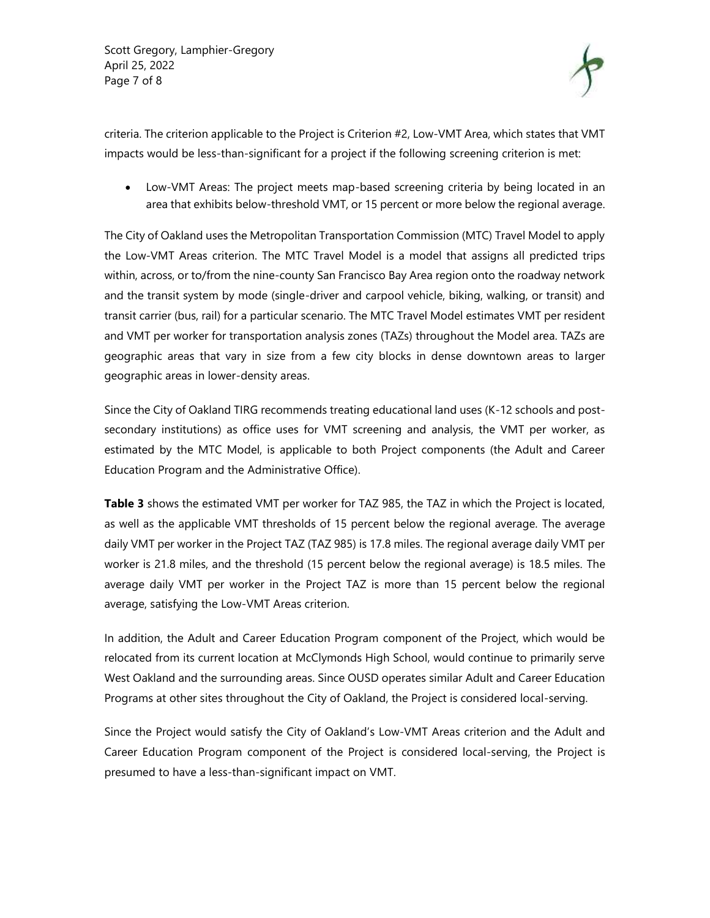criteria. The criterion applicable to the Project is Criterion #2, Low-VMT Area, which states that VMT impacts would be less-than-significant for a project if the following screening criterion is met:

- Low-VMT Areas: The project meets map-based screening criteria by being located in an area that exhibits below-threshold VMT, or 15 percent or more below the regional average.

The City of Oakland uses the Metropolitan Transportation Commission (MTC) Travel Model to apply the Low-VMT Areas criterion. The MTC Travel Model is a model that assigns all predicted trips within, across, or to/from the nine-county San Francisco Bay Area region onto the roadway network and the transit system by mode (single-driver and carpool vehicle, biking, walking, or transit) and transit carrier (bus, rail) for a particular scenario. The MTC Travel Model estimates VMT per resident and VMT per worker for transportation analysis zones (TAZs) throughout the Model area. TAZs are geographic areas that vary in size from a few city blocks in dense downtown areas to larger geographic areas in lower-density areas.

Since the City of Oakland TIRG recommends treating educational land uses (K-12 schools and post-secondary institutions) as office uses for VMT screening and analysis, the VMT per worker, as estimated by the MTC Model, is applicable to both Project components (the Adult and Career Education Program and the Administrative Office).

**Table 3** shows the estimated VMT per worker for TAZ 985, the TAZ in which the Project is located, as well as the applicable VMT thresholds of 15 percent below the regional average. The average daily VMT per worker in the Project TAZ (TAZ 985) is 17.8 miles. The regional average daily VMT per worker is 21.8 miles, and the threshold (15 percent below the regional average) is 18.5 miles. The average daily VMT per worker in the Project TAZ is more than 15 percent below the regional average, satisfying the Low-VMT Areas criterion.

In addition, the Adult and Career Education Program component of the Project, which would be relocated from its current location at McClymonds High School, would continue to primarily serve West Oakland and the surrounding areas. Since OUSD operates similar Adult and Career Education Programs at other sites throughout the City of Oakland, the Project is considered local-serving.

Since the Project would satisfy the City of Oakland's Low-VMT Areas criterion and the Adult and Career Education Program component of the Project is considered local-serving, the Project is presumed to have a less-than-significant impact on VMT.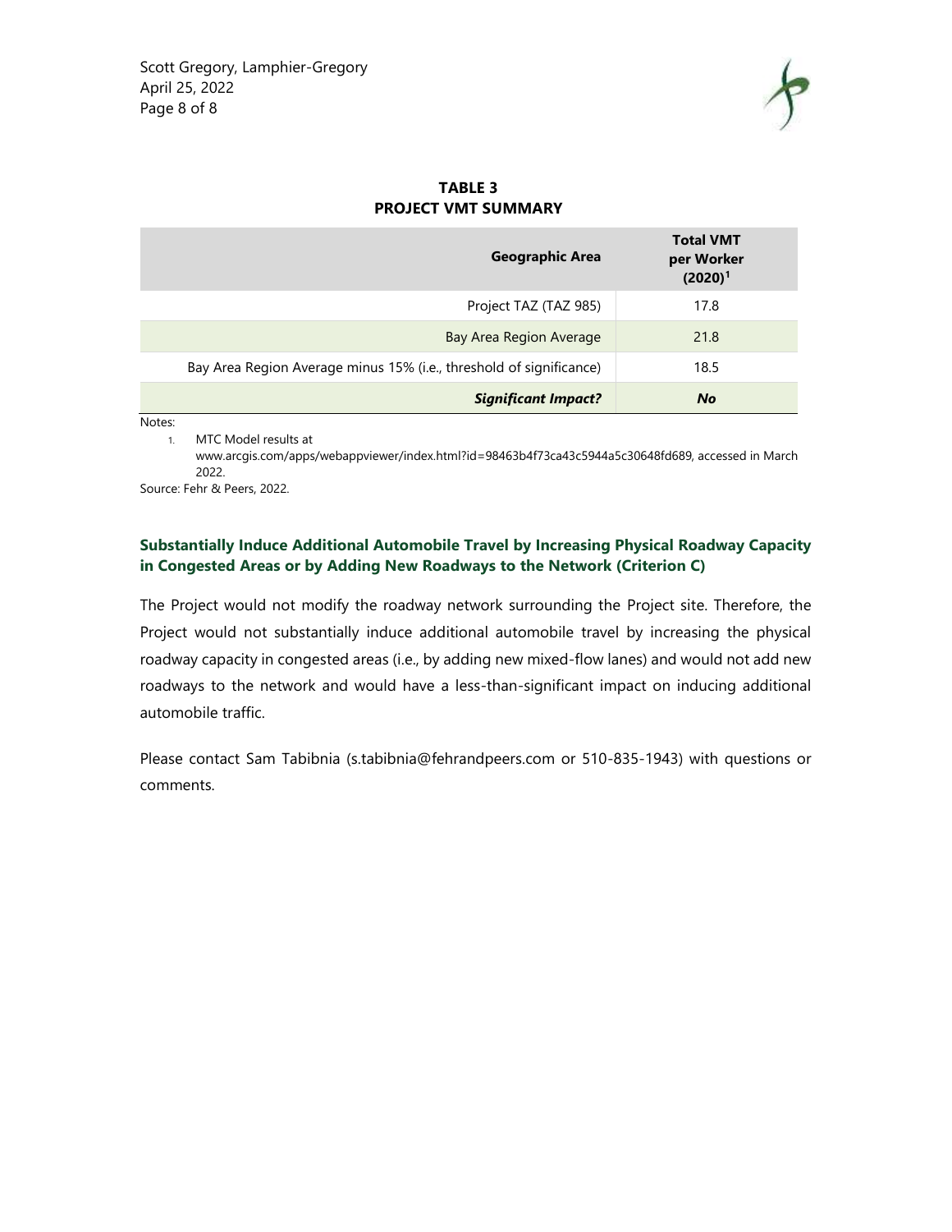**TABLE 3**
**PROJECT VMT SUMMARY**

| Geographic Area | Total VMT per Worker (2020)[1] |
|---|---|
| Project TAZ (TAZ 985) | 17.8 |
| Bay Area Region Average | 21.8 |
| Bay Area Region Average minus 15% (i.e., threshold of significance) | 18.5 |
| ***Significant Impact?*** | ***No*** |

Notes:

1. MTC Model results at www.arcgis.com/apps/webappviewer/index.html?id=98463b4f73ca43c5944a5c30648fd689, accessed in March 2022.

Source: Fehr & Peers, 2022.

### Substantially Induce Additional Automobile Travel by Increasing Physical Roadway Capacity in Congested Areas or by Adding New Roadways to the Network (Criterion C)

The Project would not modify the roadway network surrounding the Project site. Therefore, the Project would not substantially induce additional automobile travel by increasing the physical roadway capacity in congested areas (i.e., by adding new mixed-flow lanes) and would not add new roadways to the network and would have a less-than-significant impact on inducing additional automobile traffic.

Please contact Sam Tabibnia (s.tabibnia@fehrandpeers.com or 510-835-1943) with questions or comments.